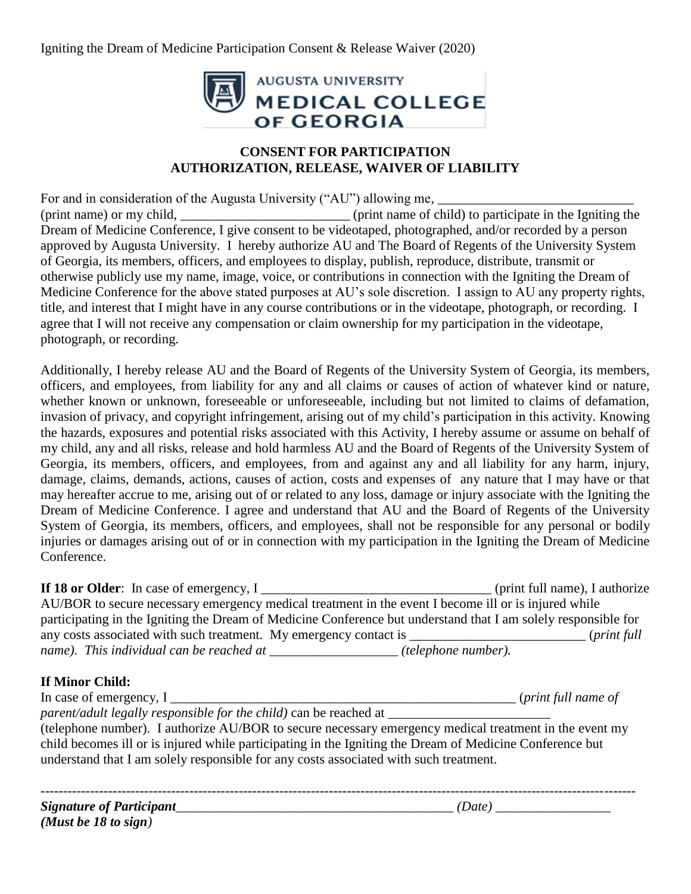Igniting the Dream of Medicine Participation Consent & Release Waiver (2020)

AUGUSTA UNIVERSITY
MEDICAL COLLEGE OF GEORGIA

## CONSENT FOR PARTICIPATION
## AUTHORIZATION, RELEASE, WAIVER OF LIABILITY

For and in consideration of the Augusta University ("AU") allowing me, ______________________________ (print name) or my child, __________________________ (print name of child) to participate in the Igniting the Dream of Medicine Conference, I give consent to be videotaped, photographed, and/or recorded by a person approved by Augusta University. I hereby authorize AU and The Board of Regents of the University System of Georgia, its members, officers, and employees to display, publish, reproduce, distribute, transmit or otherwise publicly use my name, image, voice, or contributions in connection with the Igniting the Dream of Medicine Conference for the above stated purposes at AU's sole discretion. I assign to AU any property rights, title, and interest that I might have in any course contributions or in the videotape, photograph, or recording. I agree that I will not receive any compensation or claim ownership for my participation in the videotape, photograph, or recording.

Additionally, I hereby release AU and the Board of Regents of the University System of Georgia, its members, officers, and employees, from liability for any and all claims or causes of action of whatever kind or nature, whether known or unknown, foreseeable or unforeseeable, including but not limited to claims of defamation, invasion of privacy, and copyright infringement, arising out of my child's participation in this activity. Knowing the hazards, exposures and potential risks associated with this Activity, I hereby assume or assume on behalf of my child, any and all risks, release and hold harmless AU and the Board of Regents of the University System of Georgia, its members, officers, and employees, from and against any and all liability for any harm, injury, damage, claims, demands, actions, causes of action, costs and expenses of any nature that I may have or that may hereafter accrue to me, arising out of or related to any loss, damage or injury associate with the Igniting the Dream of Medicine Conference. I agree and understand that AU and the Board of Regents of the University System of Georgia, its members, officers, and employees, shall not be responsible for any personal or bodily injuries or damages arising out of or in connection with my participation in the Igniting the Dream of Medicine Conference.

**If 18 or Older**: In case of emergency, I ___________________________________ (print full name), I authorize AU/BOR to secure necessary emergency medical treatment in the event I become ill or is injured while participating in the Igniting the Dream of Medicine Conference but understand that I am solely responsible for any costs associated with such treatment. My emergency contact is __________________________ (*print full name). This individual can be reached at ___________________ (telephone number).*

**If Minor Child:**
In case of emergency, I ______________________________________________________ (*print full name of parent/adult legally responsible for the child)* can be reached at ________________________ (telephone number). I authorize AU/BOR to secure necessary emergency medical treatment in the event my child becomes ill or is injured while participating in the Igniting the Dream of Medicine Conference but understand that I am solely responsible for any costs associated with such treatment.

---

***Signature of Participant***__________________________________________ *(Date)* _________________
***(Must be 18 to sign)***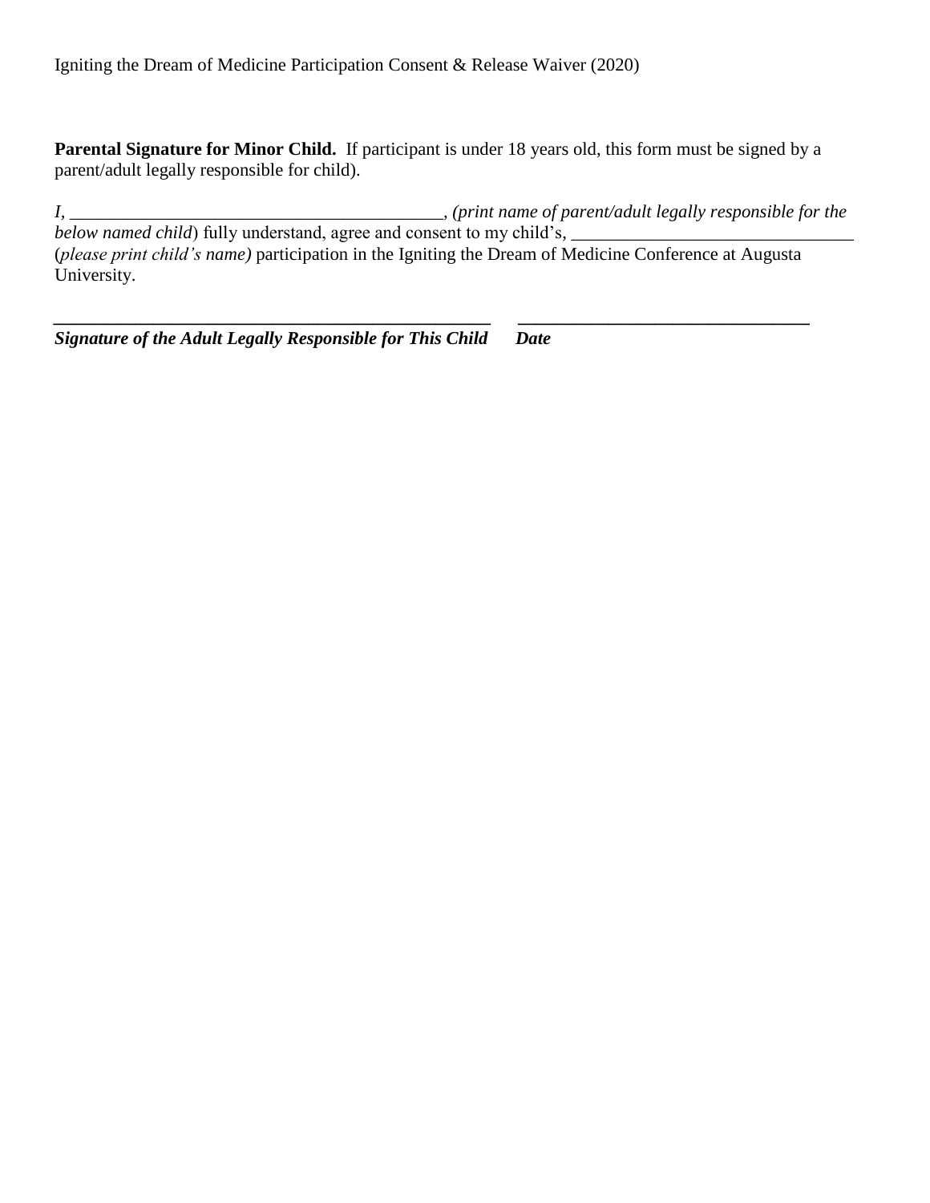Igniting the Dream of Medicine Participation Consent & Release Waiver (2020)

**Parental Signature for Minor Child.** If participant is under 18 years old, this form must be signed by a parent/adult legally responsible for child).

*I,* ________________________________________, *(print name of parent/adult legally responsible for the below named child*) fully understand, agree and consent to my child's, ______________________________ (*please print child's name)* participation in the Igniting the Dream of Medicine Conference at Augusta University.

_______________________________________________ ________________________________

***Signature of the Adult Legally Responsible for This Child*** ***Date***